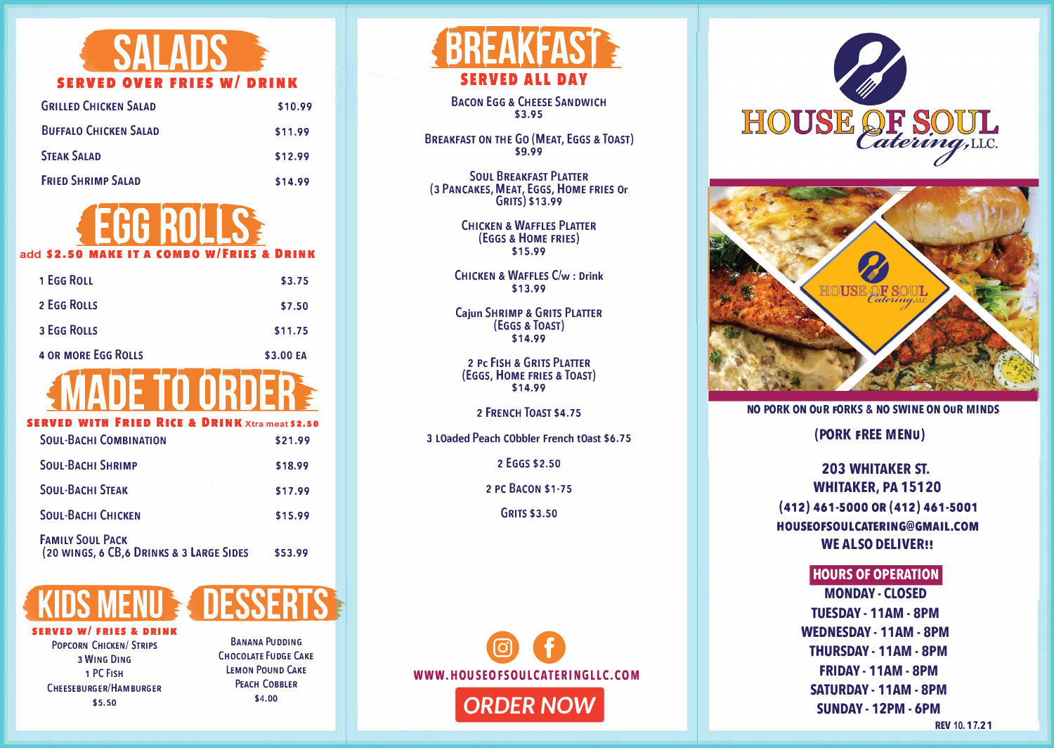# SALADS

**SERVED OVER FRIES W/ DRINK**

| Item | Price |
|---|---|
| Grilled Chicken Salad | $10.99 |
| Buffalo Chicken Salad | $11.99 |
| Steak Salad | $12.99 |
| Fried Shrimp Salad | $14.99 |

# EGG ROLLS

**add $2.50 MAKE IT A COMBO W/FRIES & DRINK**

| Item | Price |
|---|---|
| 1 Egg Roll | $3.75 |
| 2 Egg Rolls | $7.50 |
| 3 Egg Rolls | $11.75 |
| 4 or more Egg Rolls | $3.00 EA |

# MADE TO ORDER

**SERVED WITH FRIED RICE & DRINK** Xtra meat $2.50

| Item | Price |
|---|---|
| Soul-Bachi Combination | $21.99 |
| Soul-Bachi Shrimp | $18.99 |
| Soul-Bachi Steak | $17.99 |
| Soul-Bachi Chicken | $15.99 |
| Family Soul Pack (20 wings, 6 CB,6 Drinks & 3 Large Sides | $53.99 |

# KIDS MENU

**SERVED W/ FRIES & DRINK**

Popcorn Chicken/ Strips
3 Wing Ding
1 PC Fish
Cheeseburger/Hamburger
$5.50

# DESSERTS

Banana Pudding
Chocolate Fudge Cake
Lemon Pound Cake
Peach Cobbler
$4.00

# BREAKFAST

**SERVED ALL DAY**

Bacon Egg & Cheese Sandwich
$3.95

Breakfast on the Go (Meat, Eggs & Toast)
$9.99

Soul Breakfast Platter
(3 Pancakes, Meat, Eggs, Home fries Or Grits) $13.99

Chicken & Waffles Platter
(Eggs & Home fries)
$15.99

Chicken & Waffles C/w : Drink
$13.99

Cajun Shrimp & Grits Platter
(Eggs & Toast)
$14.99

2 Pc Fish & Grits Platter
(Eggs, Home fries & Toast)
$14.99

2 French Toast $4.75

3 LOaded Peach COBbler French tOast $6.75

2 Eggs $2.50

2 PC Bacon $1-75

Grits $3.50

WWW.HOUSEOFSOULCATERINGLLC.COM

ORDER NOW

# HOUSE OF SOUL Catering, LLC.

NO PORK ON OUR FORKS & NO SWINE ON OUR MINDS

**(PORK FREE MENU)**

**203 WHITAKER ST.**
**WHITAKER, PA 15120**
**(412) 461-5000 OR (412) 461-5001**
**HOUSEOFSOULCATERING@GMAIL.COM**
**WE ALSO DELIVER!!**

## HOURS OF OPERATION

MONDAY - CLOSED
TUESDAY - 11AM - 8PM
WEDNESDAY - 11AM - 8PM
THURSDAY - 11AM - 8PM
FRIDAY - 11AM - 8PM
SATURDAY - 11AM - 8PM
SUNDAY - 12PM - 6PM

REV 10.17.21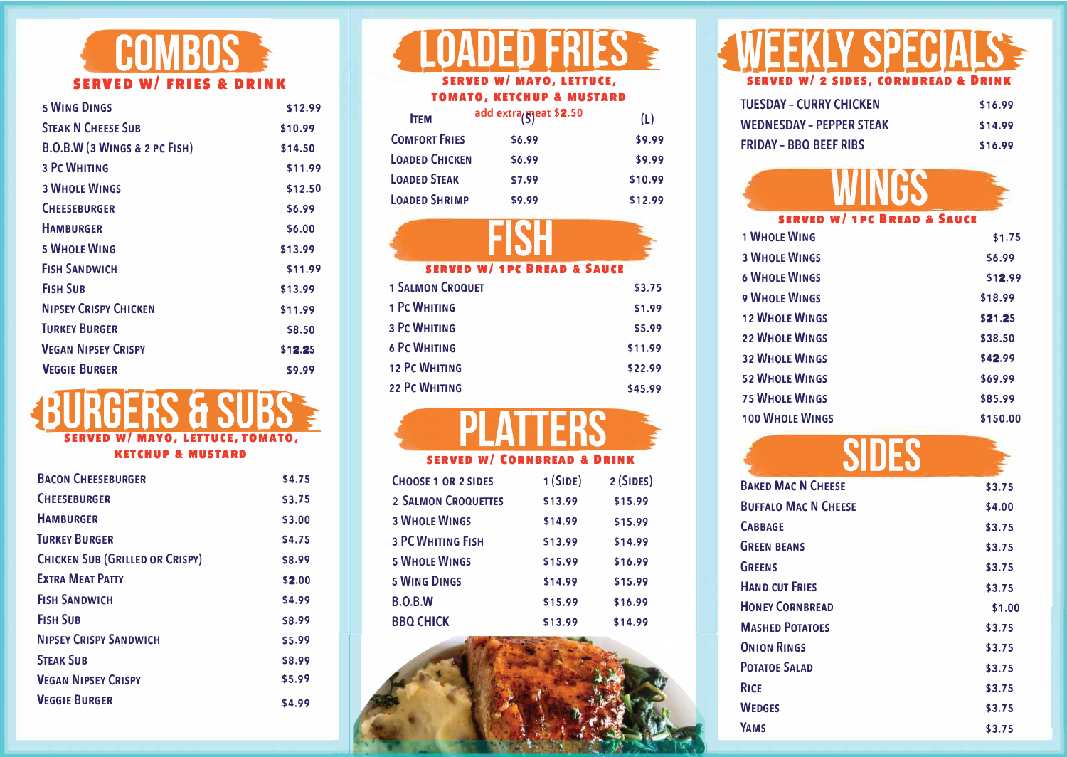# COMBOS

**SERVED W/ FRIES & DRINK**

| | |
|---|---|
| 5 Wing Dings | $12.99 |
| Steak N Cheese Sub | $10.99 |
| B.O.B.W (3 Wings & 2 pc Fish) | $14.50 |
| 3 Pc Whiting | $11.99 |
| 3 Whole Wings | $12.50 |
| Cheeseburger | $6.99 |
| Hamburger | $6.00 |
| 5 Whole Wing | $13.99 |
| Fish Sandwich | $11.99 |
| Fish Sub | $13.99 |
| Nipsey Crispy Chicken | $11.99 |
| Turkey Burger | $8.50 |
| Vegan Nipsey Crispy | $12.25 |
| Veggie Burger | $9.99 |

# BURGERS & SUBS

**SERVED W/ MAYO, LETTUCE, TOMATO, KETCHUP & MUSTARD**

| | |
|---|---|
| Bacon Cheeseburger | $4.75 |
| Cheeseburger | $3.75 |
| Hamburger | $3.00 |
| Turkey Burger | $4.75 |
| Chicken Sub (Grilled or Crispy) | $8.99 |
| Extra Meat Patty | $2.00 |
| Fish Sandwich | $4.99 |
| Fish Sub | $8.99 |
| Nipsey Crispy Sandwich | $5.99 |
| Steak Sub | $8.99 |
| Vegan Nipsey Crispy | $5.99 |
| Veggie Burger | $4.99 |

# LOADED FRIES

**SERVED W/ MAYO, LETTUCE, TOMATO, KETCHUP & MUSTARD**

add extra meat $2.50

| Item | (S) | (L) |
|---|---|---|
| Comfort Fries | $6.99 | $9.99 |
| Loaded Chicken | $6.99 | $9.99 |
| Loaded Steak | $7.99 | $10.99 |
| Loaded Shrimp | $9.99 | $12.99 |

# FISH

**SERVED W/ 1PC BREAD & SAUCE**

| | |
|---|---|
| 1 Salmon Croquet | $3.75 |
| 1 Pc Whiting | $1.99 |
| 3 Pc Whiting | $5.99 |
| 6 Pc Whiting | $11.99 |
| 12 Pc Whiting | $22.99 |
| 22 Pc Whiting | $45.99 |

# PLATTERS

**SERVED W/ CORNBREAD & DRINK**

| Choose 1 or 2 sides | 1 (Side) | 2 (Sides) |
|---|---|---|
| 2 Salmon Croquettes | $13.99 | $15.99 |
| 3 Whole Wings | $14.99 | $15.99 |
| 3 PC Whiting Fish | $13.99 | $14.99 |
| 5 Whole Wings | $15.99 | $16.99 |
| 5 Wing Dings | $14.99 | $15.99 |
| B.O.B.W | $15.99 | $16.99 |
| BBQ Chick | $13.99 | $14.99 |

# WEEKLY SPECIALS

**SERVED W/ 2 SIDES, CORNBREAD & DRINK**

| | |
|---|---|
| Tuesday - Curry Chicken | $16.99 |
| Wednesday - Pepper Steak | $14.99 |
| Friday - BBQ Beef Ribs | $16.99 |

# WINGS

**SERVED W/ 1PC BREAD & SAUCE**

| | |
|---|---|
| 1 Whole Wing | $1.75 |
| 3 Whole Wings | $6.99 |
| 6 Whole Wings | $12.99 |
| 9 Whole Wings | $18.99 |
| 12 Whole Wings | $21.25 |
| 22 Whole Wings | $38.50 |
| 32 Whole Wings | $42.99 |
| 52 Whole Wings | $69.99 |
| 75 Whole Wings | $85.99 |
| 100 Whole Wings | $150.00 |

# SIDES

| | |
|---|---|
| Baked Mac N Cheese | $3.75 |
| Buffalo Mac N Cheese | $4.00 |
| Cabbage | $3.75 |
| Green Beans | $3.75 |
| Greens | $3.75 |
| Hand cut Fries | $3.75 |
| Honey Cornbread | $1.00 |
| Mashed Potatoes | $3.75 |
| Onion Rings | $3.75 |
| Potatoe Salad | $3.75 |
| Rice | $3.75 |
| Wedges | $3.75 |
| Yams | $3.75 |